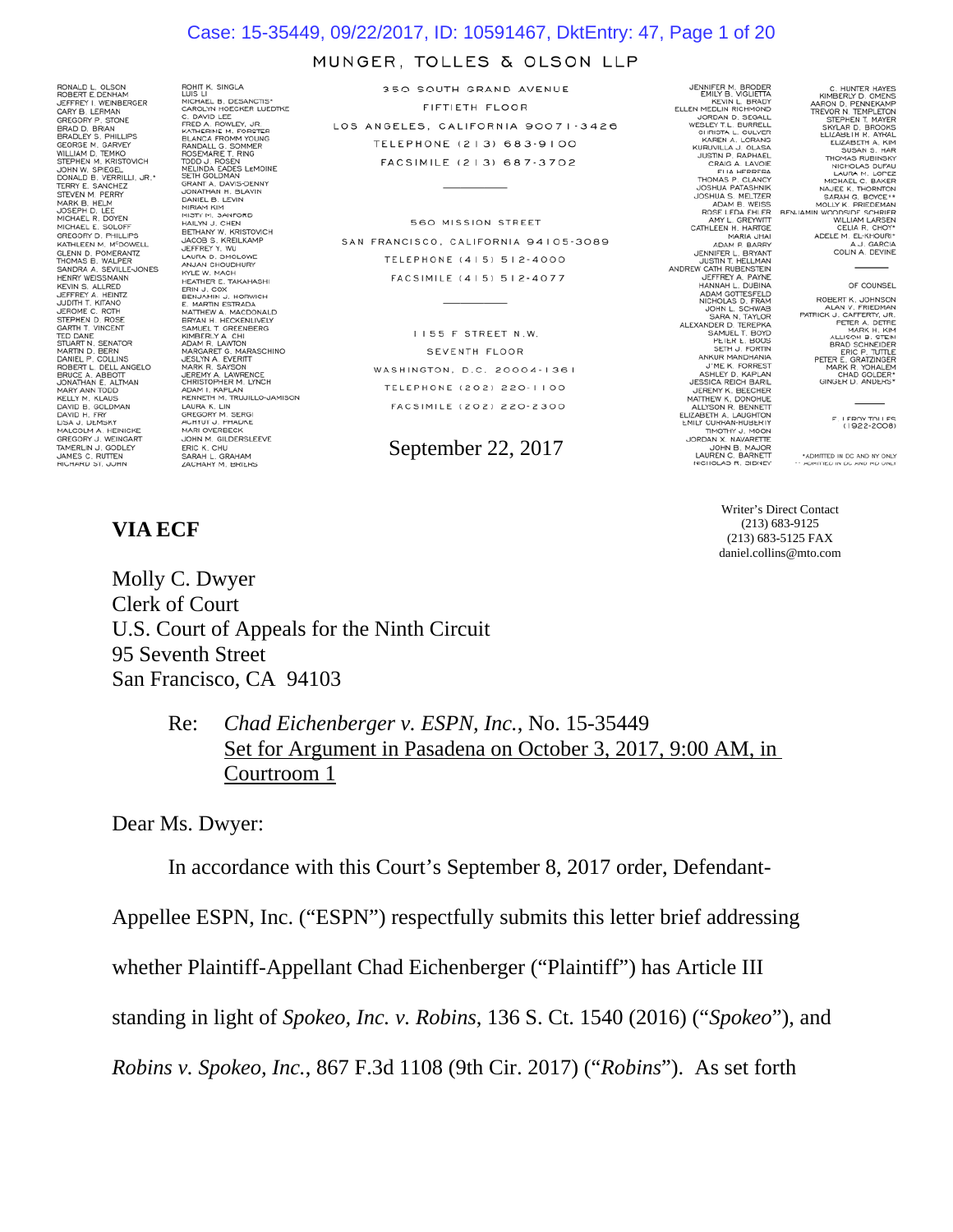MUNGER, TOLLES & OLSON LLP

RONALD L. OLSON
ROBERT E. DENHAM
JEFFREY I. WEINBERGER
CARY B. LERMAN
GREGORY P. STONE
BRAD D. BRIAN
BRADLEY S. PHILLIPS
GEORGE M. GARVEY
WILLIAM D. TEMKO
STEPHEN M. KRISTOVICH
JOHN W. SPIEGEL
DONALD B. VERRILLI, JR.*
TERRY E. SANCHEZ
STEVEN M. PERRY
MARK B. HELM
JOSEPH D. LEE
MICHAEL R. DOYEN
MICHAEL E. SOLOFF
GREGORY D. PHILLIPS
KATHLEEN M. McDOWELL
GLENN D. POMERANTZ
THOMAS B. WALPER
SANDRA A. SEVILLE-JONES
HENRY WEISSMANN
KEVIN S. ALLRED
JEFFREY A. HEINTZ
JUDITH T. KITANO
JEROME C. ROTH
STEPHEN D. ROSE
GARTH T. VINCENT
TED DANE
STUART N. SENATOR
MARTIN D. BERN
DANIEL P. COLLINS
ROBERT L. DELL ANGELO
BRUCE A. ABBOTT
JONATHAN E. ALTMAN
MARY ANN TODD
KELLY M. KLAUS
DAVID B. GOLDMAN
DAVID H. FRY
LISA J. DEMSKY
MALCOLM A. HEINICKE
GREGORY J. WEINGART
TAMERLIN J. GODLEY
JAMES C. RUTTEN
RICHARD ST. JOHN

ROHIT K. SINGLA
LUIS LI
MICHAEL B. DESANCTIS*
CAROLYN HOECKER LUEDTKE
C. DAVID LEE
FRED A. ROWLEY, JR.
KATHERINE M. FORSTER
BLANCA FROMM YOUNG
RANDALL G. SOMMER
ROSEMARIE T. RING
TODD J. ROSEN
MELINDA EADES LeMOINE
SETH GOLDMAN
GRANT A. DAVIS-DENNY
JONATHAN H. BLAVIN
DANIEL B. LEVIN
MIRIAM KIM
MISTY M. SANFORD
HAILYN J. CHEN
BETHANY W. KRISTOVICH
JACOB S. KREILKAMP
JEFFREY Y. WU
LAURA D. SMOLOWE
ANJAN CHOUDHURY
KYLE W. MACH
HEATHER E. TAKAHASHI
ERIN J. COX
BENJAMIN J. HORWICH
E. MARTIN ESTRADA
MATTHEW A. MACDONALD
BRYAN H. HECKENLIVELY
SAMUEL T. GREENBERG
KIMBERLY A. CHI
ADAM R. LAWTON
MARGARET G. MARASCHINO
JESLYN A. EVERITT
MARK R. SAYSON
JEREMY A. LAWRENCE
CHRISTOPHER M. LYNCH
ADAM I. KAPLAN
KENNETH M. TRUJILLO-JAMISON
LAURA K. LIN
GREGORY M. SERGI
ACHYUT J. PHADKE
MARI OVERBECK
JOHN M. GILDERSLEEVE
ERIC K. CHIU
SARAH L. GRAHAM
ZACHARY M. BRIERS

350 SOUTH GRAND AVENUE
FIFTIETH FLOOR
LOS ANGELES, CALIFORNIA 90071-3426
TELEPHONE (213) 683-9100
FACSIMILE (213) 687-3702

560 MISSION STREET
SAN FRANCISCO, CALIFORNIA 94105-3089
TELEPHONE (415) 512-4000
FACSIMILE (415) 512-4077

1155 F STREET N.W.
SEVENTH FLOOR
WASHINGTON, D.C. 20004-1361
TELEPHONE (202) 220-1100
FACSIMILE (202) 220-2300

JENNIFER M. BRODER
EMILY B. VIGLIETTA
KEVIN L. BRADY
ELLEN MEDLIN RICHMOND
JORDAN D. SEGALL
WESLEY T.L. BURRELL
CHRISTA L. CULVER
KAREN A. LORANG
KURUVILLA J. OLASA
JUSTIN P. RAPHAEL
CRAIG A. LAVOIE
ELIA HERRERA
THOMAS P. CLANCY
JOSHUA PATASHNIK
JOSHUA S. MELTZER
ADAM B. WEISS
ROSE LEDA EHLER
AMY L. GREYWITT
CATHLEEN H. HARTGE
MARIA JHAI
ADAM P. BARRY
JENNIFER L. BRYANT
JUSTIN T. HELLMAN
ANDREW CATH RUBENSTEIN
JEFFREY A. PAYNE
HANNAH L. DUBINA
ADAM GOTTESFELD
NICHOLAS D. FRAM
JOHN L. SCHWAB
SARA N. TAYLOR
ALEXANDER D. TEREPKA
SAMUEL T. BOYD
PETER L. BOOS
SETH J. FORTIN
ANKUR MANDHANIA
J'ME K. FORREST
ASHLEY D. KAPLAN
JESSICA REICH BARIL
JEREMY K. BEECHER
MATTHEW K. DONOHUE
ALLYSON R. BENNETT
ELIZABETH A. LAUGHTON
EMILY CURRAN-HUBERTY
TIMOTHY J. MOON
JORDAN X. NAVARETTE
JOHN B. MAJOR
LAUREN C. BARNETT
NICHOLAS R. SIDNEY

C. HUNTER HAYES
KIMBERLY D. OMENS
AARON D. PENNEKAMP
TREVOR N. TEMPLETON
STEPHEN T. MAYER
SKYLAR D. BROOKS
ELIZABETH R. AYRAL
ELIZABETH A. KIM
SUSAN S. HAR
THOMAS RUBINSKY
NICHOLAS DUFAU
LAURA M. LOPEZ
MICHAEL C. BAKER
NAJEE K. THORNTON
SARAH G. BOYCE**
MOLLY K. PRIEDEMAN
BENJAMIN WOODSIDE SCHRIER
WILLIAM LARSEN
CELIA R. CHOY*
ADELE M. EL-KHOURI*
A.J. GARCIA
COLIN A. DEVINE

OF COUNSEL

ROBERT K. JOHNSON
ALAN V. FRIEDMAN
PATRICK J. CAFFERTY, JR.
PETER A. DETRE
MARK H. KIM
ALLISON B. STEIN
BRAD SCHNEIDER
ERIC P. TUTTLE
PETER E. GRATZINGER
MARK R. YOHALEM
CHAD GOLDER*
GINGER D. ANDERS*

E. LEROY TOLLES
(1922-2008)

*ADMITTED IN DC AND NY ONLY
**ADMITTED IN DC AND MD ONLY

September 22, 2017

Writer's Direct Contact
(213) 683-9125
(213) 683-5125 FAX
daniel.collins@mto.com

**VIA ECF**

Molly C. Dwyer
Clerk of Court
U.S. Court of Appeals for the Ninth Circuit
95 Seventh Street
San Francisco, CA 94103

Re: *Chad Eichenberger v. ESPN, Inc.*, No. 15-35449
Set for Argument in Pasadena on October 3, 2017, 9:00 AM, in Courtroom 1

Dear Ms. Dwyer:

In accordance with this Court's September 8, 2017 order, Defendant-Appellee ESPN, Inc. ("ESPN") respectfully submits this letter brief addressing whether Plaintiff-Appellant Chad Eichenberger ("Plaintiff") has Article III standing in light of *Spokeo, Inc. v. Robins*, 136 S. Ct. 1540 (2016) ("*Spokeo*"), and *Robins v. Spokeo, Inc.*, 867 F.3d 1108 (9th Cir. 2017) ("*Robins*"). As set forth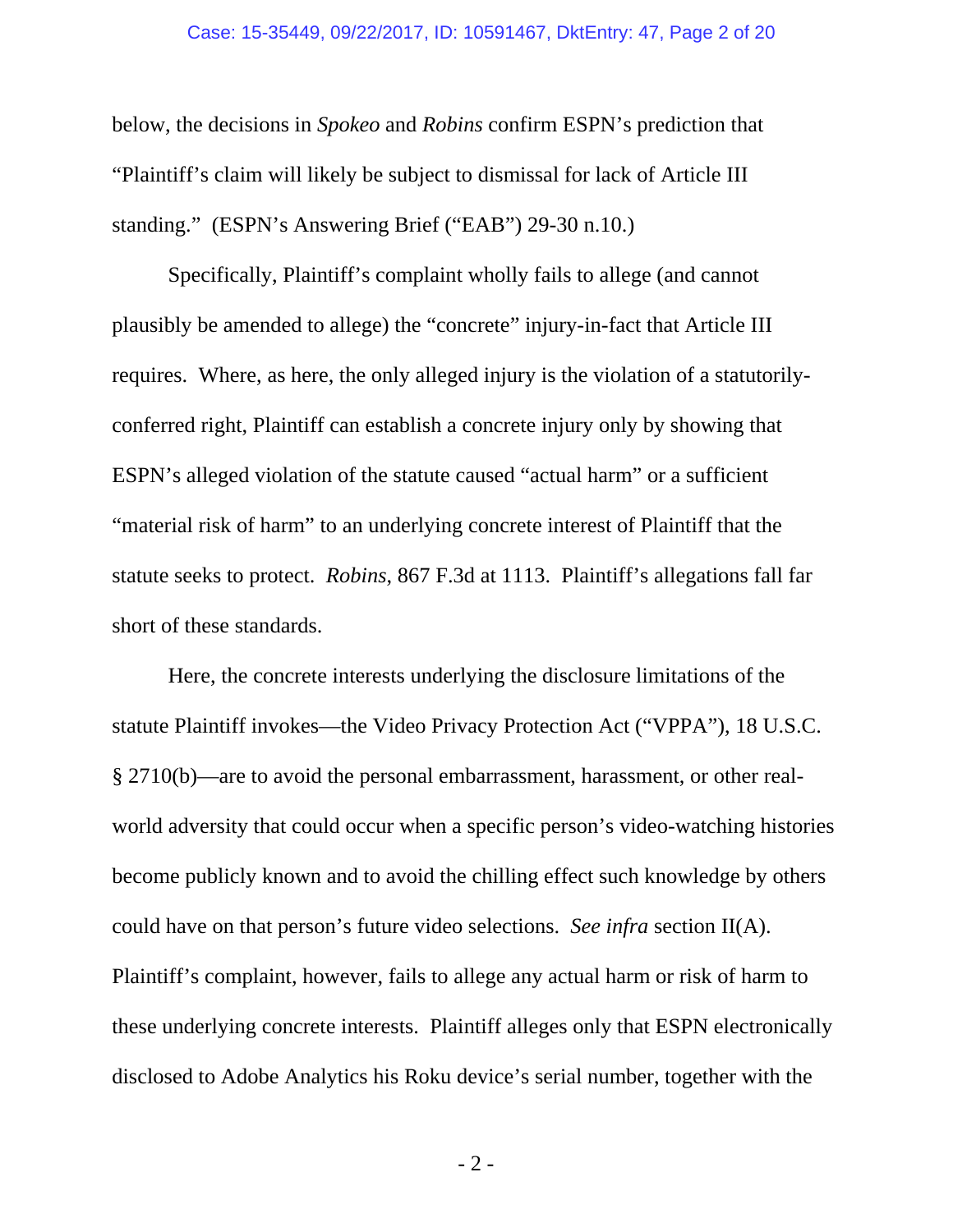below, the decisions in *Spokeo* and *Robins* confirm ESPN's prediction that "Plaintiff's claim will likely be subject to dismissal for lack of Article III standing." (ESPN's Answering Brief ("EAB") 29-30 n.10.)

Specifically, Plaintiff's complaint wholly fails to allege (and cannot plausibly be amended to allege) the "concrete" injury-in-fact that Article III requires. Where, as here, the only alleged injury is the violation of a statutorily-conferred right, Plaintiff can establish a concrete injury only by showing that ESPN's alleged violation of the statute caused "actual harm" or a sufficient "material risk of harm" to an underlying concrete interest of Plaintiff that the statute seeks to protect. *Robins*, 867 F.3d at 1113. Plaintiff's allegations fall far short of these standards.

Here, the concrete interests underlying the disclosure limitations of the statute Plaintiff invokes—the Video Privacy Protection Act ("VPPA"), 18 U.S.C. § 2710(b)—are to avoid the personal embarrassment, harassment, or other real-world adversity that could occur when a specific person's video-watching histories become publicly known and to avoid the chilling effect such knowledge by others could have on that person's future video selections. *See infra* section II(A). Plaintiff's complaint, however, fails to allege any actual harm or risk of harm to these underlying concrete interests. Plaintiff alleges only that ESPN electronically disclosed to Adobe Analytics his Roku device's serial number, together with the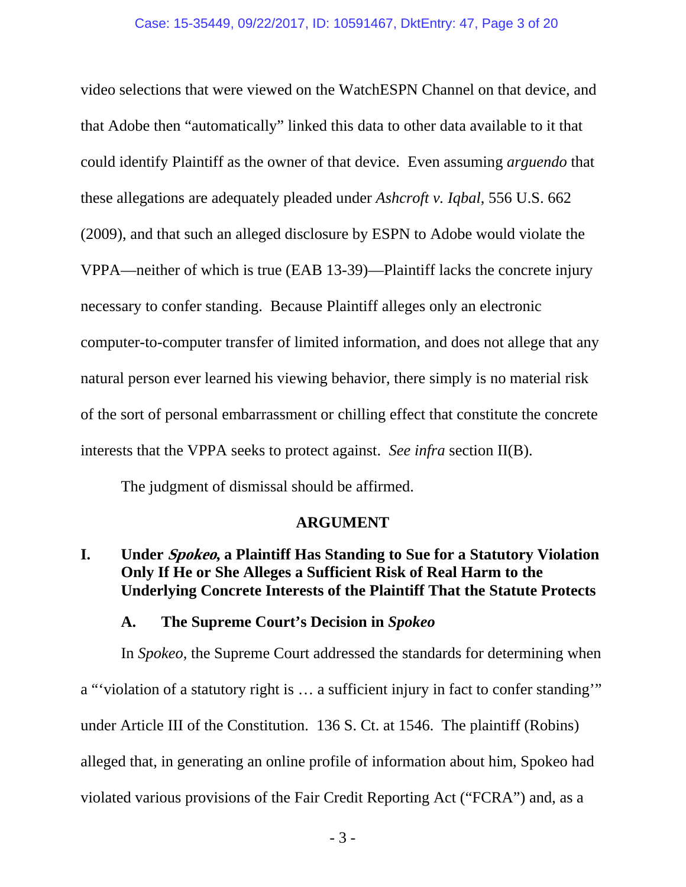video selections that were viewed on the WatchESPN Channel on that device, and that Adobe then "automatically" linked this data to other data available to it that could identify Plaintiff as the owner of that device. Even assuming *arguendo* that these allegations are adequately pleaded under *Ashcroft v. Iqbal*, 556 U.S. 662 (2009), and that such an alleged disclosure by ESPN to Adobe would violate the VPPA—neither of which is true (EAB 13-39)—Plaintiff lacks the concrete injury necessary to confer standing. Because Plaintiff alleges only an electronic computer-to-computer transfer of limited information, and does not allege that any natural person ever learned his viewing behavior, there simply is no material risk of the sort of personal embarrassment or chilling effect that constitute the concrete interests that the VPPA seeks to protect against. *See infra* section II(B).

The judgment of dismissal should be affirmed.

## ARGUMENT

### I. Under *Spokeo*, a Plaintiff Has Standing to Sue for a Statutory Violation Only If He or She Alleges a Sufficient Risk of Real Harm to the Underlying Concrete Interests of the Plaintiff That the Statute Protects

#### A. The Supreme Court's Decision in *Spokeo*

In *Spokeo*, the Supreme Court addressed the standards for determining when a "'violation of a statutory right is … a sufficient injury in fact to confer standing'" under Article III of the Constitution. 136 S. Ct. at 1546. The plaintiff (Robins) alleged that, in generating an online profile of information about him, Spokeo had violated various provisions of the Fair Credit Reporting Act ("FCRA") and, as a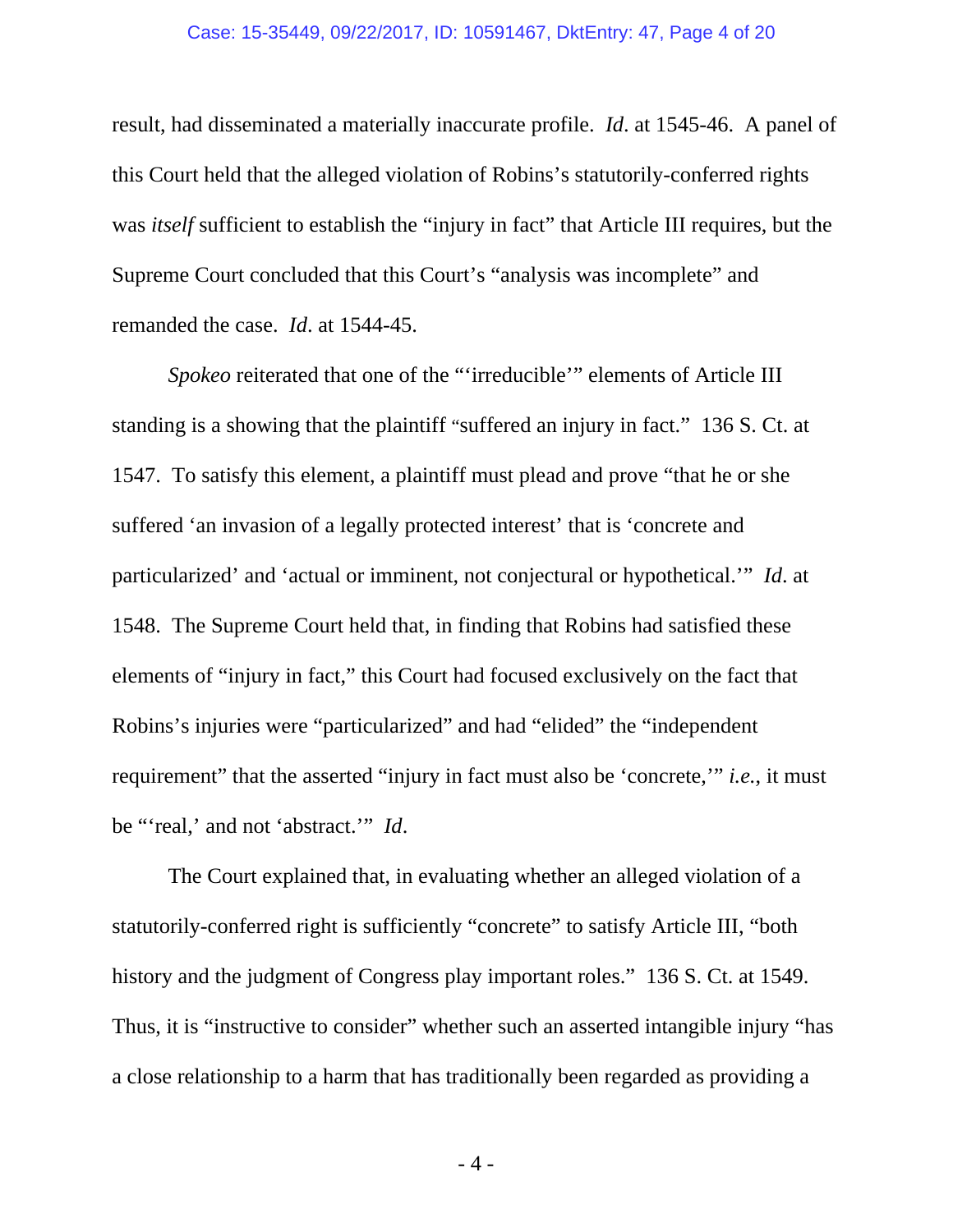result, had disseminated a materially inaccurate profile. *Id*. at 1545-46. A panel of this Court held that the alleged violation of Robins's statutorily-conferred rights was *itself* sufficient to establish the "injury in fact" that Article III requires, but the Supreme Court concluded that this Court's "analysis was incomplete" and remanded the case. *Id*. at 1544-45.

*Spokeo* reiterated that one of the "'irreducible'" elements of Article III standing is a showing that the plaintiff "suffered an injury in fact." 136 S. Ct. at 1547. To satisfy this element, a plaintiff must plead and prove "that he or she suffered 'an invasion of a legally protected interest' that is 'concrete and particularized' and 'actual or imminent, not conjectural or hypothetical.'" *Id*. at 1548. The Supreme Court held that, in finding that Robins had satisfied these elements of "injury in fact," this Court had focused exclusively on the fact that Robins's injuries were "particularized" and had "elided" the "independent requirement" that the asserted "injury in fact must also be 'concrete,'" *i.e.*, it must be "'real,' and not 'abstract.'" *Id*.

The Court explained that, in evaluating whether an alleged violation of a statutorily-conferred right is sufficiently "concrete" to satisfy Article III, "both history and the judgment of Congress play important roles." 136 S. Ct. at 1549. Thus, it is "instructive to consider" whether such an asserted intangible injury "has a close relationship to a harm that has traditionally been regarded as providing a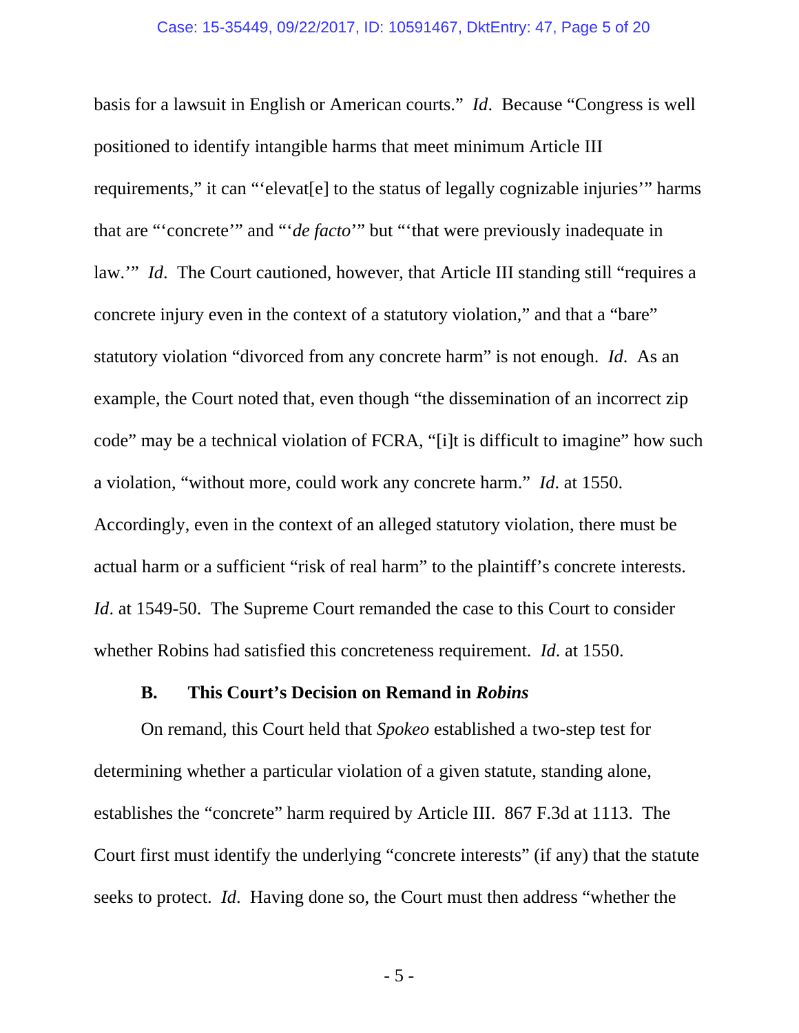basis for a lawsuit in English or American courts." *Id*. Because "Congress is well positioned to identify intangible harms that meet minimum Article III requirements," it can "'elevat[e] to the status of legally cognizable injuries'" harms that are "'concrete'" and "'*de facto*'" but "'that were previously inadequate in law.'" *Id*. The Court cautioned, however, that Article III standing still "requires a concrete injury even in the context of a statutory violation," and that a "bare" statutory violation "divorced from any concrete harm" is not enough. *Id*. As an example, the Court noted that, even though "the dissemination of an incorrect zip code" may be a technical violation of FCRA, "[i]t is difficult to imagine" how such a violation, "without more, could work any concrete harm." *Id*. at 1550. Accordingly, even in the context of an alleged statutory violation, there must be actual harm or a sufficient "risk of real harm" to the plaintiff's concrete interests. *Id*. at 1549-50. The Supreme Court remanded the case to this Court to consider whether Robins had satisfied this concreteness requirement. *Id*. at 1550.

### B. This Court's Decision on Remand in *Robins*

On remand, this Court held that *Spokeo* established a two-step test for determining whether a particular violation of a given statute, standing alone, establishes the "concrete" harm required by Article III. 867 F.3d at 1113. The Court first must identify the underlying "concrete interests" (if any) that the statute seeks to protect. *Id*. Having done so, the Court must then address "whether the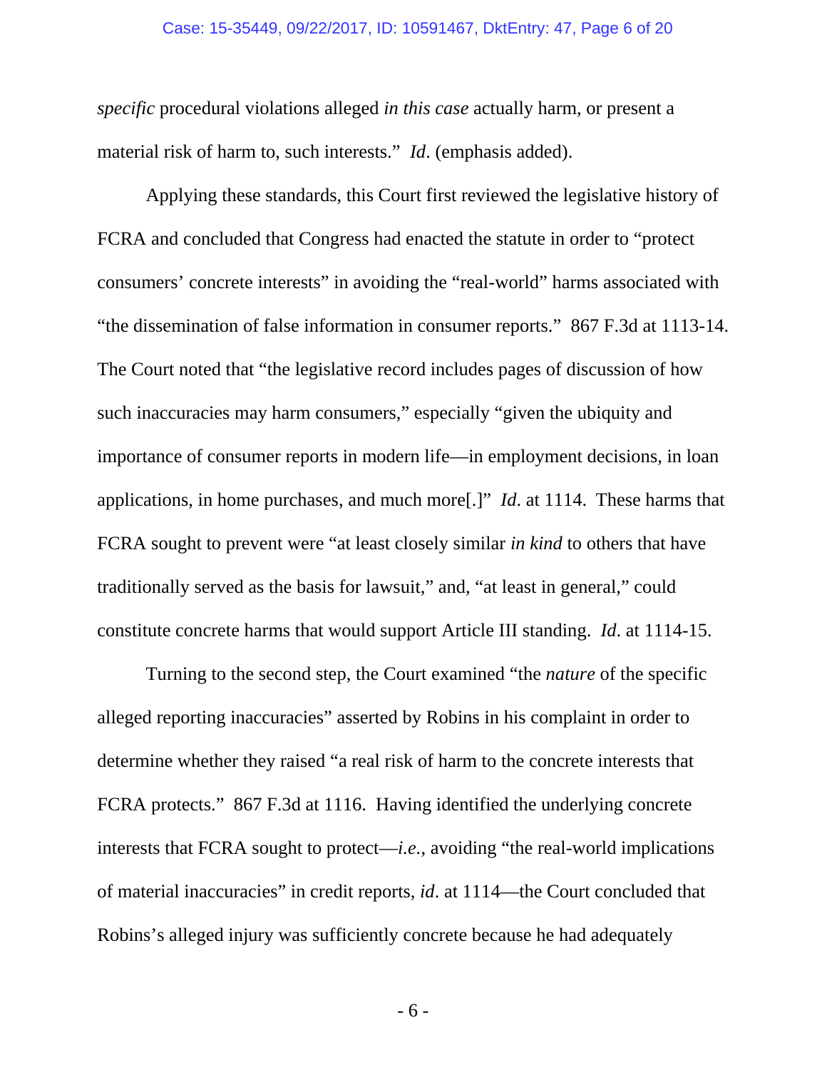*specific* procedural violations alleged *in this case* actually harm, or present a material risk of harm to, such interests." *Id*. (emphasis added).

Applying these standards, this Court first reviewed the legislative history of FCRA and concluded that Congress had enacted the statute in order to "protect consumers' concrete interests" in avoiding the "real-world" harms associated with "the dissemination of false information in consumer reports." 867 F.3d at 1113-14. The Court noted that "the legislative record includes pages of discussion of how such inaccuracies may harm consumers," especially "given the ubiquity and importance of consumer reports in modern life—in employment decisions, in loan applications, in home purchases, and much more[.]" *Id*. at 1114. These harms that FCRA sought to prevent were "at least closely similar *in kind* to others that have traditionally served as the basis for lawsuit," and, "at least in general," could constitute concrete harms that would support Article III standing. *Id*. at 1114-15.

Turning to the second step, the Court examined "the *nature* of the specific alleged reporting inaccuracies" asserted by Robins in his complaint in order to determine whether they raised "a real risk of harm to the concrete interests that FCRA protects." 867 F.3d at 1116. Having identified the underlying concrete interests that FCRA sought to protect—*i.e.*, avoiding "the real-world implications of material inaccuracies" in credit reports, *id*. at 1114—the Court concluded that Robins's alleged injury was sufficiently concrete because he had adequately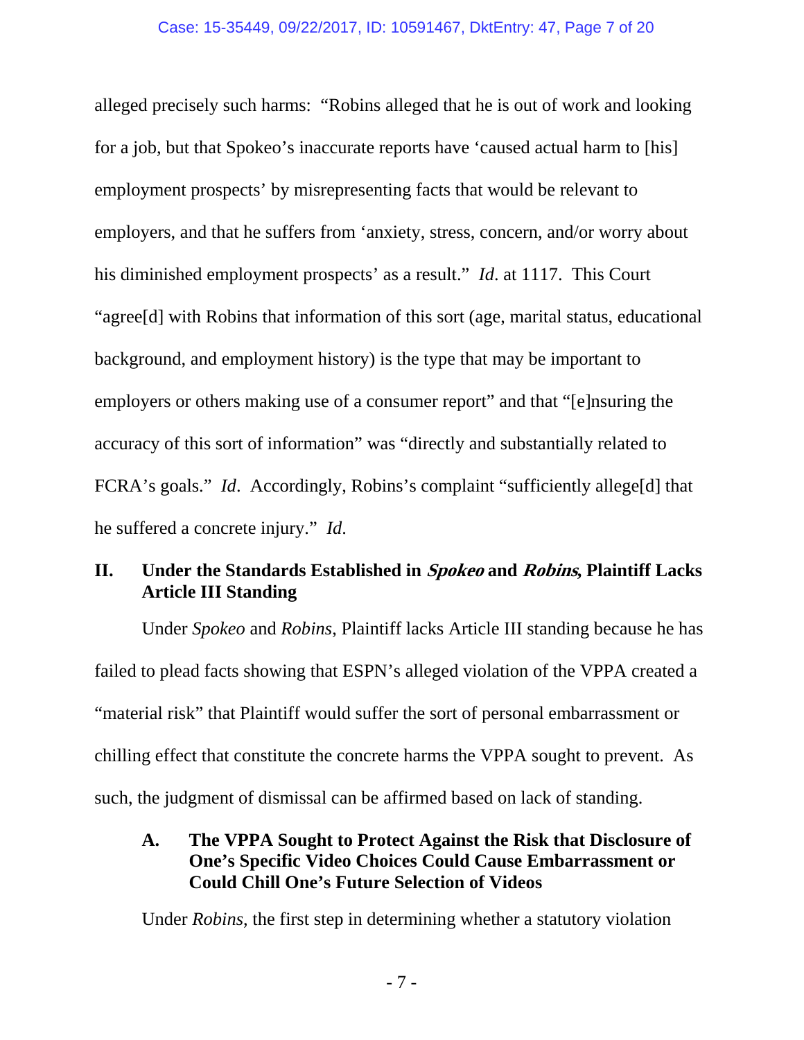alleged precisely such harms: "Robins alleged that he is out of work and looking for a job, but that Spokeo's inaccurate reports have 'caused actual harm to [his] employment prospects' by misrepresenting facts that would be relevant to employers, and that he suffers from 'anxiety, stress, concern, and/or worry about his diminished employment prospects' as a result." *Id*. at 1117. This Court "agree[d] with Robins that information of this sort (age, marital status, educational background, and employment history) is the type that may be important to employers or others making use of a consumer report" and that "[e]nsuring the accuracy of this sort of information" was "directly and substantially related to FCRA's goals." *Id*. Accordingly, Robins's complaint "sufficiently allege[d] that he suffered a concrete injury." *Id*.

## II. Under the Standards Established in *Spokeo* and *Robins*, Plaintiff Lacks Article III Standing

Under *Spokeo* and *Robins*, Plaintiff lacks Article III standing because he has failed to plead facts showing that ESPN's alleged violation of the VPPA created a "material risk" that Plaintiff would suffer the sort of personal embarrassment or chilling effect that constitute the concrete harms the VPPA sought to prevent. As such, the judgment of dismissal can be affirmed based on lack of standing.

### A. The VPPA Sought to Protect Against the Risk that Disclosure of One's Specific Video Choices Could Cause Embarrassment or Could Chill One's Future Selection of Videos

Under *Robins*, the first step in determining whether a statutory violation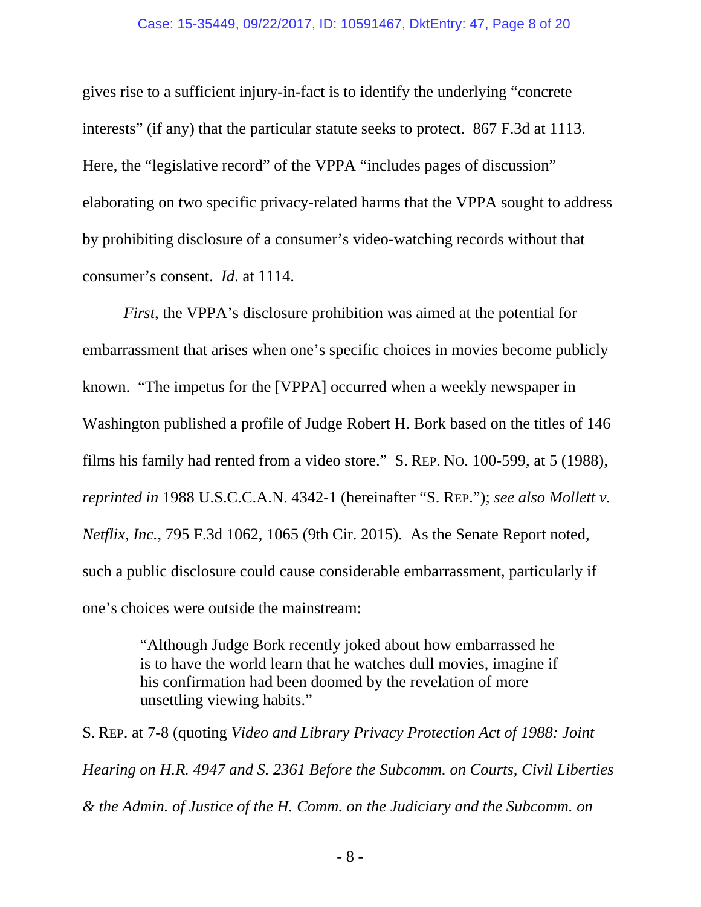gives rise to a sufficient injury-in-fact is to identify the underlying "concrete interests" (if any) that the particular statute seeks to protect. 867 F.3d at 1113. Here, the "legislative record" of the VPPA "includes pages of discussion" elaborating on two specific privacy-related harms that the VPPA sought to address by prohibiting disclosure of a consumer's video-watching records without that consumer's consent. *Id*. at 1114.

*First*, the VPPA's disclosure prohibition was aimed at the potential for embarrassment that arises when one's specific choices in movies become publicly known. "The impetus for the [VPPA] occurred when a weekly newspaper in Washington published a profile of Judge Robert H. Bork based on the titles of 146 films his family had rented from a video store." S. REP. NO. 100-599, at 5 (1988), *reprinted in* 1988 U.S.C.C.A.N. 4342-1 (hereinafter "S. REP."); *see also Mollett v. Netflix, Inc.*, 795 F.3d 1062, 1065 (9th Cir. 2015). As the Senate Report noted, such a public disclosure could cause considerable embarrassment, particularly if one's choices were outside the mainstream:

> "Although Judge Bork recently joked about how embarrassed he is to have the world learn that he watches dull movies, imagine if his confirmation had been doomed by the revelation of more unsettling viewing habits."

S. REP. at 7-8 (quoting *Video and Library Privacy Protection Act of 1988: Joint Hearing on H.R. 4947 and S. 2361 Before the Subcomm. on Courts, Civil Liberties & the Admin. of Justice of the H. Comm. on the Judiciary and the Subcomm. on*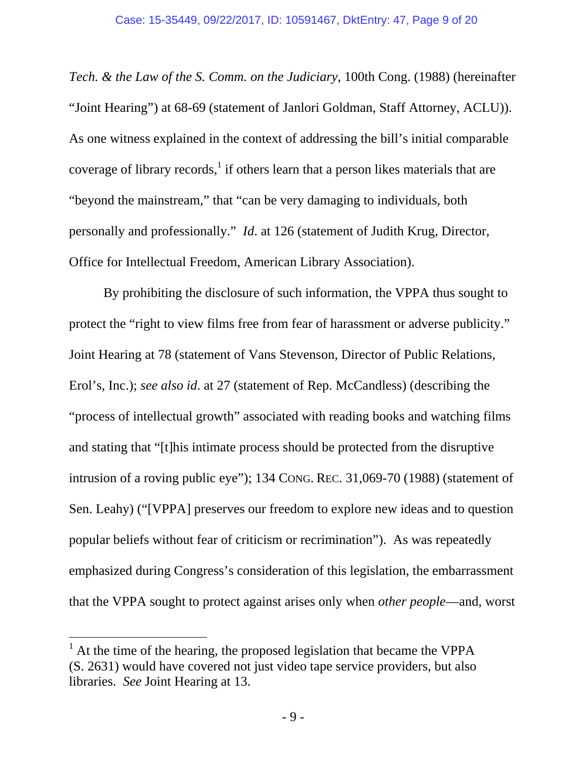*Tech. & the Law of the S. Comm. on the Judiciary*, 100th Cong. (1988) (hereinafter "Joint Hearing") at 68-69 (statement of Janlori Goldman, Staff Attorney, ACLU)). As one witness explained in the context of addressing the bill's initial comparable coverage of library records,[1] if others learn that a person likes materials that are "beyond the mainstream," that "can be very damaging to individuals, both personally and professionally." *Id*. at 126 (statement of Judith Krug, Director, Office for Intellectual Freedom, American Library Association).

By prohibiting the disclosure of such information, the VPPA thus sought to protect the "right to view films free from fear of harassment or adverse publicity." Joint Hearing at 78 (statement of Vans Stevenson, Director of Public Relations, Erol's, Inc.); *see also id*. at 27 (statement of Rep. McCandless) (describing the "process of intellectual growth" associated with reading books and watching films and stating that "[t]his intimate process should be protected from the disruptive intrusion of a roving public eye"); 134 CONG. REC. 31,069-70 (1988) (statement of Sen. Leahy) ("[VPPA] preserves our freedom to explore new ideas and to question popular beliefs without fear of criticism or recrimination"). As was repeatedly emphasized during Congress's consideration of this legislation, the embarrassment that the VPPA sought to protect against arises only when *other people*—and, worst

---

[1] At the time of the hearing, the proposed legislation that became the VPPA (S. 2631) would have covered not just video tape service providers, but also libraries. *See* Joint Hearing at 13.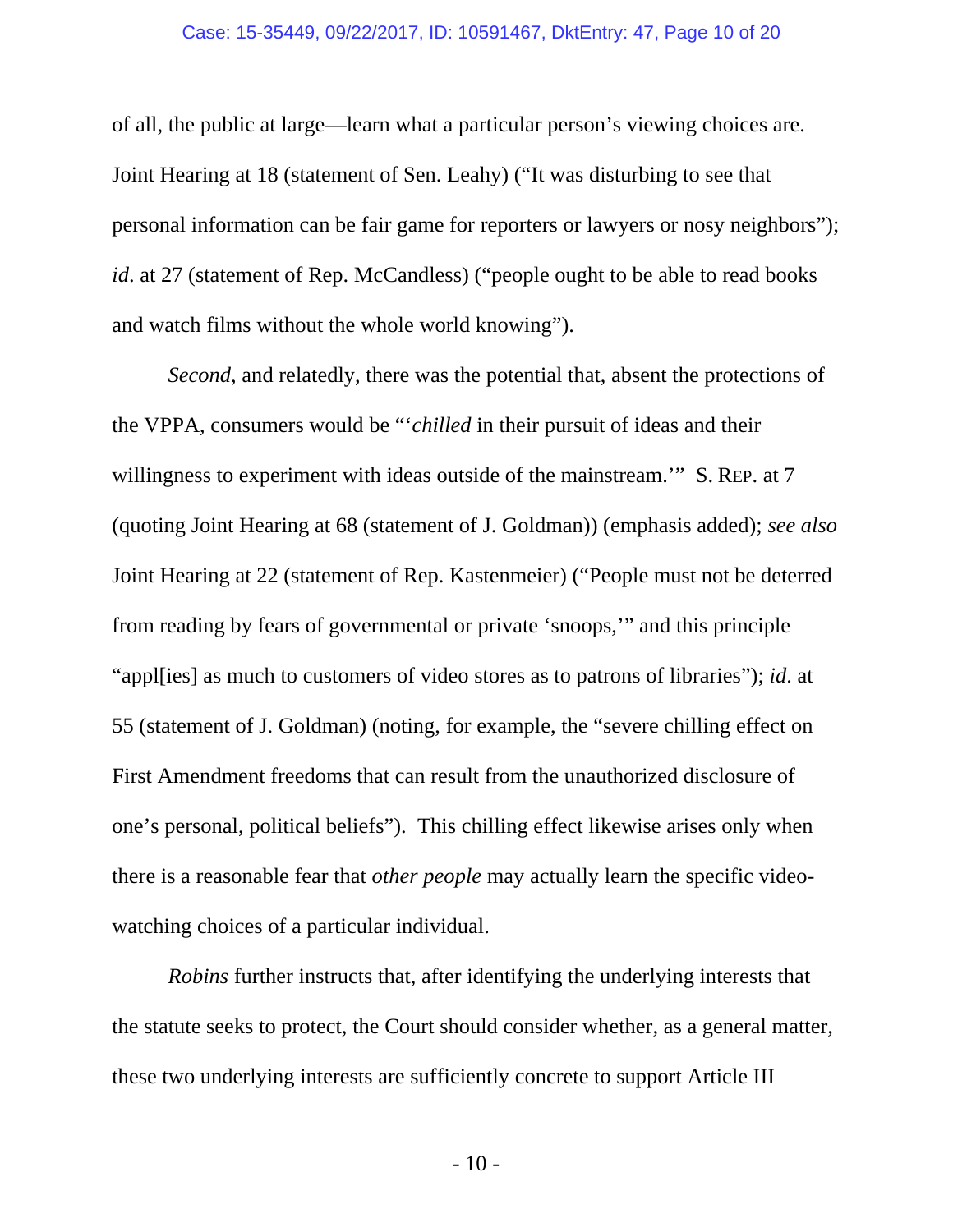of all, the public at large—learn what a particular person's viewing choices are. Joint Hearing at 18 (statement of Sen. Leahy) ("It was disturbing to see that personal information can be fair game for reporters or lawyers or nosy neighbors"); *id*. at 27 (statement of Rep. McCandless) ("people ought to be able to read books and watch films without the whole world knowing").

*Second*, and relatedly, there was the potential that, absent the protections of the VPPA, consumers would be "'*chilled* in their pursuit of ideas and their willingness to experiment with ideas outside of the mainstream.'" S. REP. at 7 (quoting Joint Hearing at 68 (statement of J. Goldman)) (emphasis added); *see also* Joint Hearing at 22 (statement of Rep. Kastenmeier) ("People must not be deterred from reading by fears of governmental or private 'snoops,'" and this principle "appl[ies] as much to customers of video stores as to patrons of libraries"); *id*. at 55 (statement of J. Goldman) (noting, for example, the "severe chilling effect on First Amendment freedoms that can result from the unauthorized disclosure of one's personal, political beliefs"). This chilling effect likewise arises only when there is a reasonable fear that *other people* may actually learn the specific video-watching choices of a particular individual.

*Robins* further instructs that, after identifying the underlying interests that the statute seeks to protect, the Court should consider whether, as a general matter, these two underlying interests are sufficiently concrete to support Article III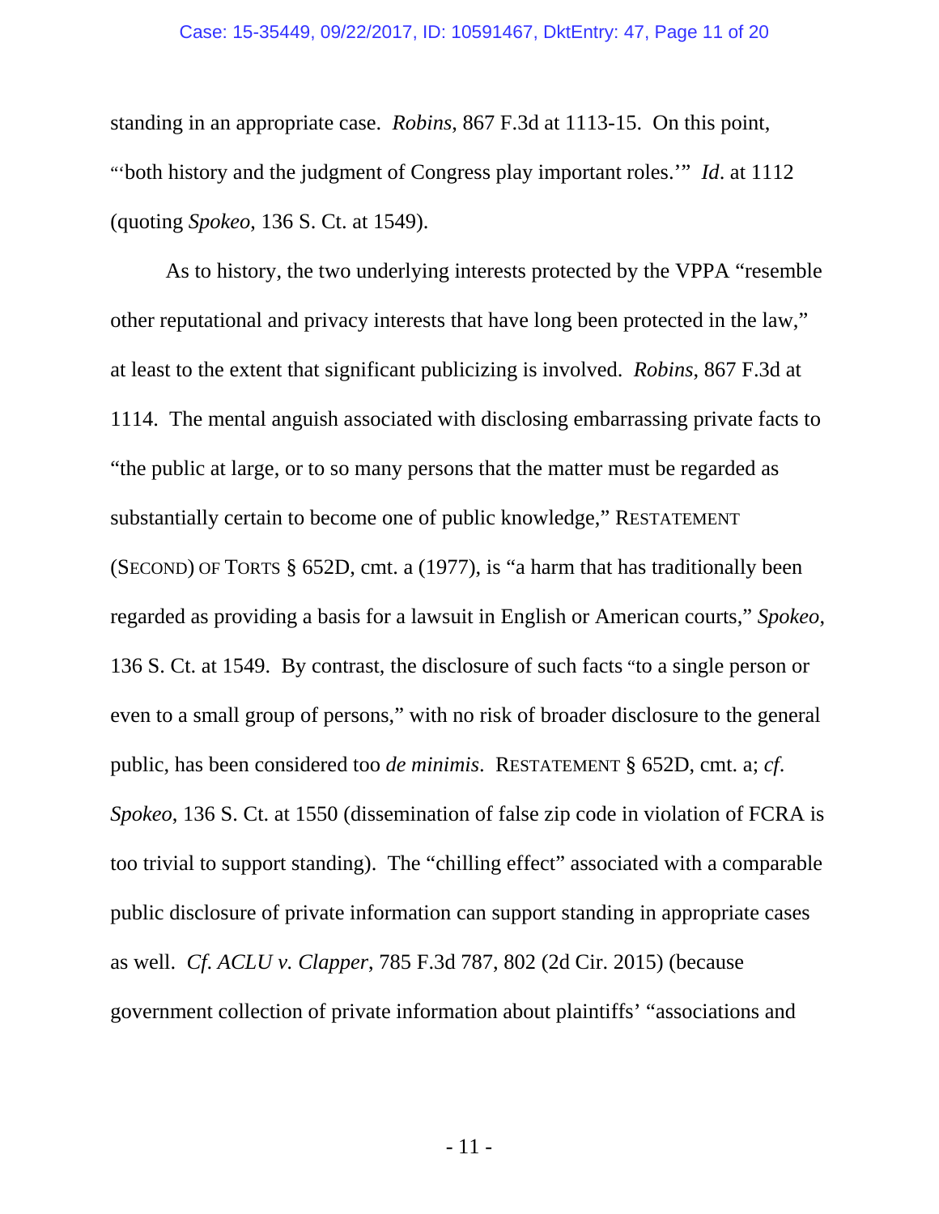standing in an appropriate case. *Robins*, 867 F.3d at 1113-15. On this point, "'both history and the judgment of Congress play important roles.'" *Id*. at 1112 (quoting *Spokeo*, 136 S. Ct. at 1549).

As to history, the two underlying interests protected by the VPPA "resemble other reputational and privacy interests that have long been protected in the law," at least to the extent that significant publicizing is involved. *Robins*, 867 F.3d at 1114. The mental anguish associated with disclosing embarrassing private facts to "the public at large, or to so many persons that the matter must be regarded as substantially certain to become one of public knowledge," RESTATEMENT (SECOND) OF TORTS § 652D, cmt. a (1977), is "a harm that has traditionally been regarded as providing a basis for a lawsuit in English or American courts," *Spokeo*, 136 S. Ct. at 1549. By contrast, the disclosure of such facts "to a single person or even to a small group of persons," with no risk of broader disclosure to the general public, has been considered too *de minimis*. RESTATEMENT § 652D, cmt. a; *cf*. *Spokeo*, 136 S. Ct. at 1550 (dissemination of false zip code in violation of FCRA is too trivial to support standing). The "chilling effect" associated with a comparable public disclosure of private information can support standing in appropriate cases as well. *Cf. ACLU v. Clapper*, 785 F.3d 787, 802 (2d Cir. 2015) (because government collection of private information about plaintiffs' "associations and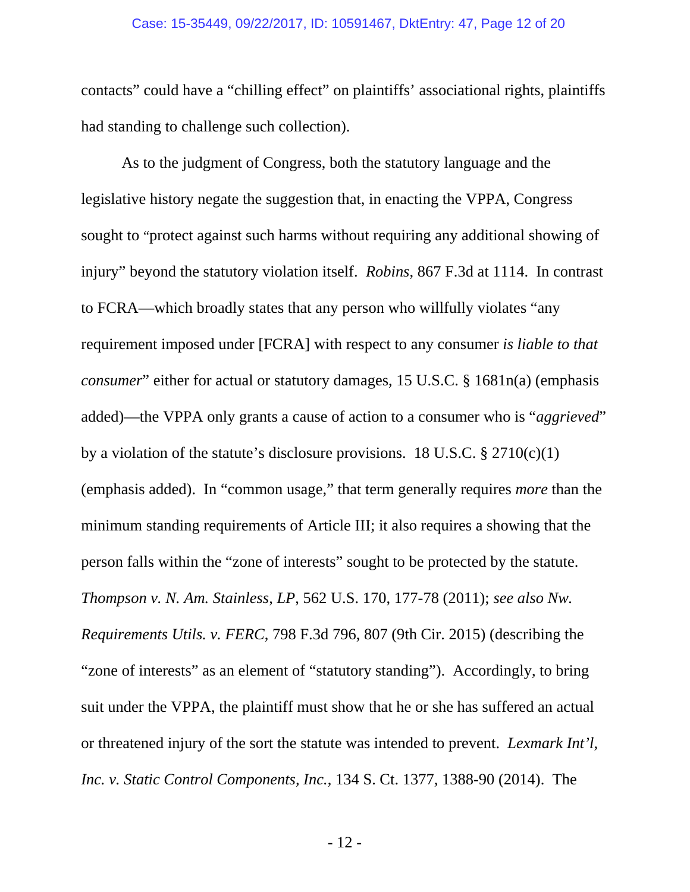contacts" could have a "chilling effect" on plaintiffs' associational rights, plaintiffs had standing to challenge such collection).

As to the judgment of Congress, both the statutory language and the legislative history negate the suggestion that, in enacting the VPPA, Congress sought to "protect against such harms without requiring any additional showing of injury" beyond the statutory violation itself. *Robins*, 867 F.3d at 1114. In contrast to FCRA—which broadly states that any person who willfully violates "any requirement imposed under [FCRA] with respect to any consumer *is liable to that consumer*" either for actual or statutory damages, 15 U.S.C. § 1681n(a) (emphasis added)—the VPPA only grants a cause of action to a consumer who is "*aggrieved*" by a violation of the statute's disclosure provisions. 18 U.S.C. § 2710(c)(1) (emphasis added). In "common usage," that term generally requires *more* than the minimum standing requirements of Article III; it also requires a showing that the person falls within the "zone of interests" sought to be protected by the statute. *Thompson v. N. Am. Stainless, LP*, 562 U.S. 170, 177-78 (2011); *see also Nw. Requirements Utils. v. FERC*, 798 F.3d 796, 807 (9th Cir. 2015) (describing the "zone of interests" as an element of "statutory standing"). Accordingly, to bring suit under the VPPA, the plaintiff must show that he or she has suffered an actual or threatened injury of the sort the statute was intended to prevent. *Lexmark Int'l, Inc. v. Static Control Components, Inc.*, 134 S. Ct. 1377, 1388-90 (2014). The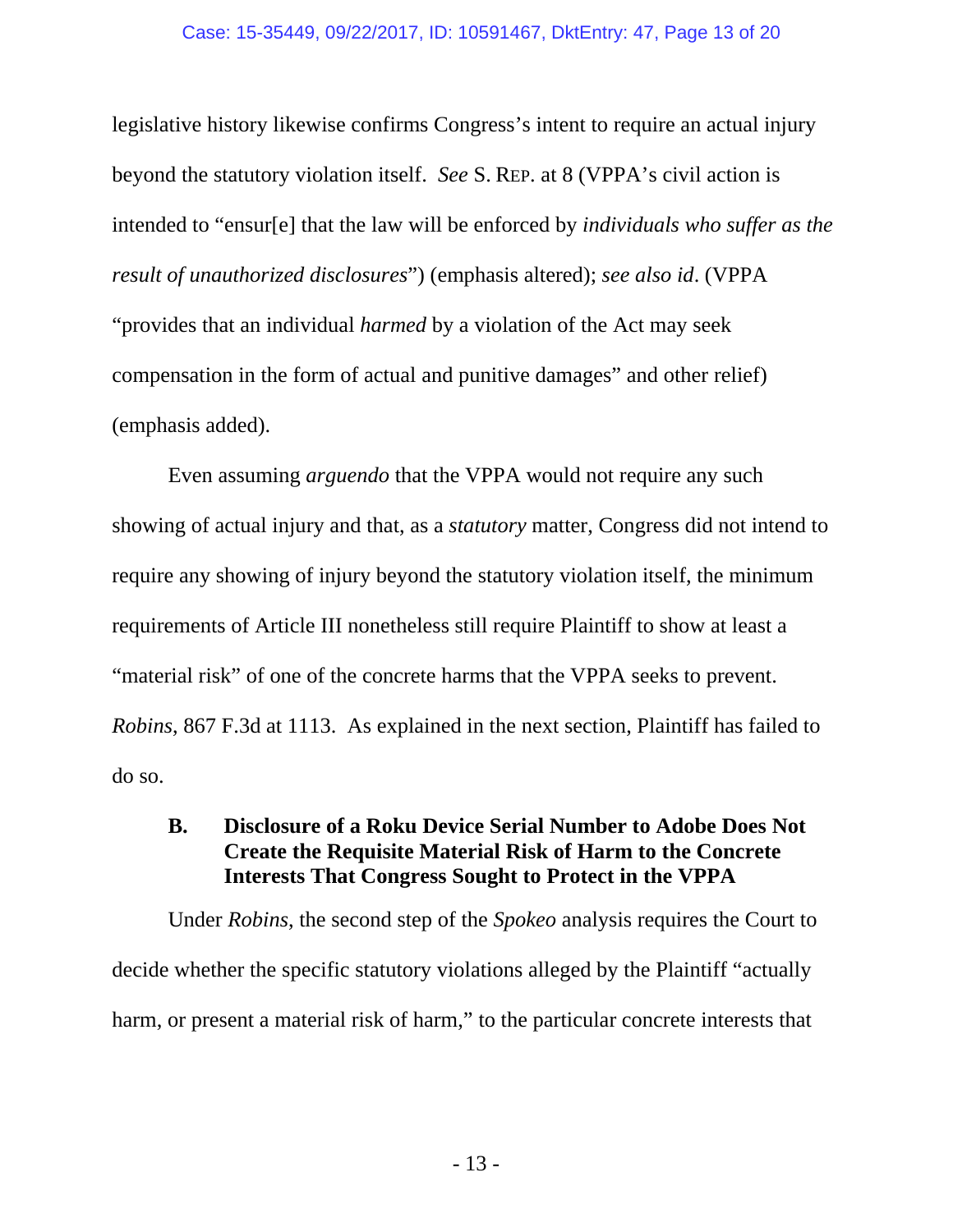legislative history likewise confirms Congress's intent to require an actual injury beyond the statutory violation itself. *See* S. REP. at 8 (VPPA's civil action is intended to "ensur[e] that the law will be enforced by *individuals who suffer as the result of unauthorized disclosures*") (emphasis altered); *see also id*. (VPPA "provides that an individual *harmed* by a violation of the Act may seek compensation in the form of actual and punitive damages" and other relief) (emphasis added).

Even assuming *arguendo* that the VPPA would not require any such showing of actual injury and that, as a *statutory* matter, Congress did not intend to require any showing of injury beyond the statutory violation itself, the minimum requirements of Article III nonetheless still require Plaintiff to show at least a "material risk" of one of the concrete harms that the VPPA seeks to prevent. *Robins*, 867 F.3d at 1113. As explained in the next section, Plaintiff has failed to do so.

### B. Disclosure of a Roku Device Serial Number to Adobe Does Not Create the Requisite Material Risk of Harm to the Concrete Interests That Congress Sought to Protect in the VPPA

Under *Robins*, the second step of the *Spokeo* analysis requires the Court to decide whether the specific statutory violations alleged by the Plaintiff "actually harm, or present a material risk of harm," to the particular concrete interests that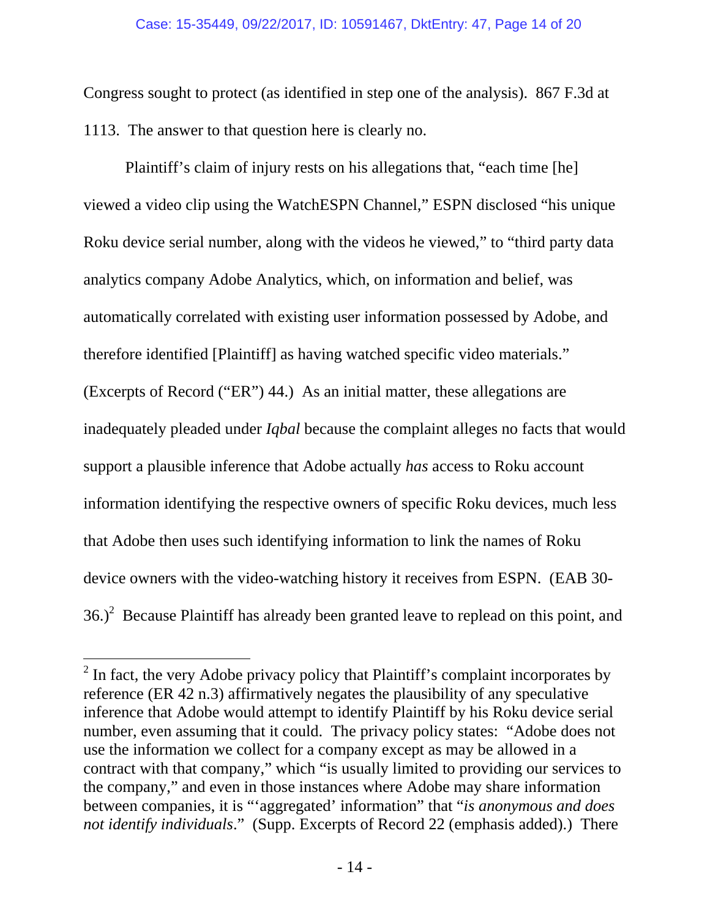Congress sought to protect (as identified in step one of the analysis). 867 F.3d at 1113. The answer to that question here is clearly no.

Plaintiff's claim of injury rests on his allegations that, "each time [he] viewed a video clip using the WatchESPN Channel," ESPN disclosed "his unique Roku device serial number, along with the videos he viewed," to "third party data analytics company Adobe Analytics, which, on information and belief, was automatically correlated with existing user information possessed by Adobe, and therefore identified [Plaintiff] as having watched specific video materials." (Excerpts of Record ("ER") 44.) As an initial matter, these allegations are inadequately pleaded under *Iqbal* because the complaint alleges no facts that would support a plausible inference that Adobe actually *has* access to Roku account information identifying the respective owners of specific Roku devices, much less that Adobe then uses such identifying information to link the names of Roku device owners with the video-watching history it receives from ESPN. (EAB 30-36.)[2] Because Plaintiff has already been granted leave to replead on this point, and

---

[2] In fact, the very Adobe privacy policy that Plaintiff's complaint incorporates by reference (ER 42 n.3) affirmatively negates the plausibility of any speculative inference that Adobe would attempt to identify Plaintiff by his Roku device serial number, even assuming that it could. The privacy policy states: "Adobe does not use the information we collect for a company except as may be allowed in a contract with that company," which "is usually limited to providing our services to the company," and even in those instances where Adobe may share information between companies, it is "'aggregated' information" that "*is anonymous and does not identify individuals*." (Supp. Excerpts of Record 22 (emphasis added).) There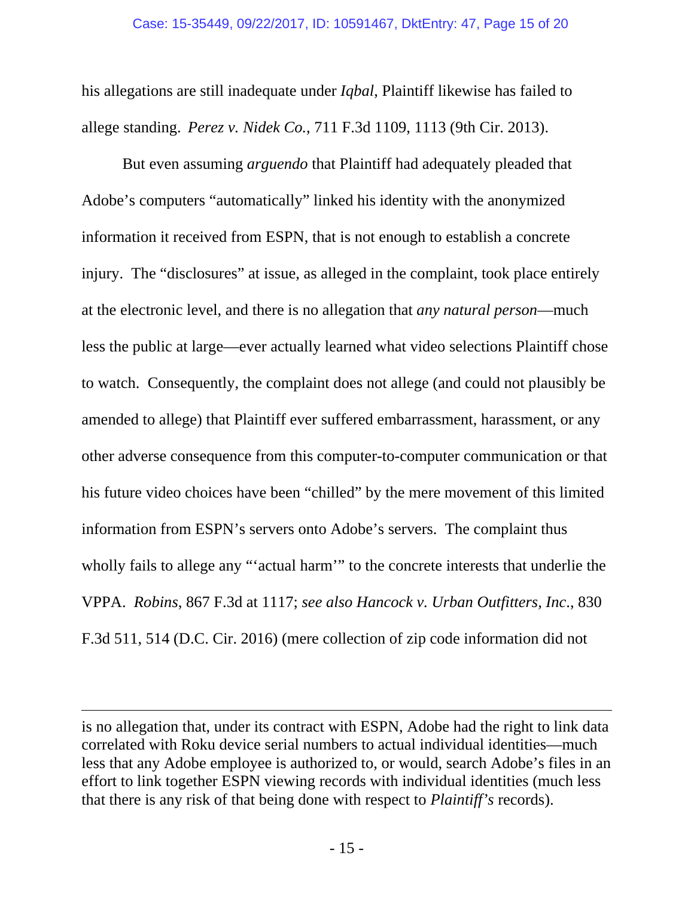his allegations are still inadequate under *Iqbal*, Plaintiff likewise has failed to allege standing. *Perez v. Nidek Co.*, 711 F.3d 1109, 1113 (9th Cir. 2013).

But even assuming *arguendo* that Plaintiff had adequately pleaded that Adobe's computers "automatically" linked his identity with the anonymized information it received from ESPN, that is not enough to establish a concrete injury. The "disclosures" at issue, as alleged in the complaint, took place entirely at the electronic level, and there is no allegation that *any natural person*—much less the public at large—ever actually learned what video selections Plaintiff chose to watch. Consequently, the complaint does not allege (and could not plausibly be amended to allege) that Plaintiff ever suffered embarrassment, harassment, or any other adverse consequence from this computer-to-computer communication or that his future video choices have been "chilled" by the mere movement of this limited information from ESPN's servers onto Adobe's servers. The complaint thus wholly fails to allege any "'actual harm'" to the concrete interests that underlie the VPPA. *Robins*, 867 F.3d at 1117; *see also Hancock v. Urban Outfitters, Inc*., 830 F.3d 511, 514 (D.C. Cir. 2016) (mere collection of zip code information did not

---

is no allegation that, under its contract with ESPN, Adobe had the right to link data correlated with Roku device serial numbers to actual individual identities—much less that any Adobe employee is authorized to, or would, search Adobe's files in an effort to link together ESPN viewing records with individual identities (much less that there is any risk of that being done with respect to *Plaintiff's* records).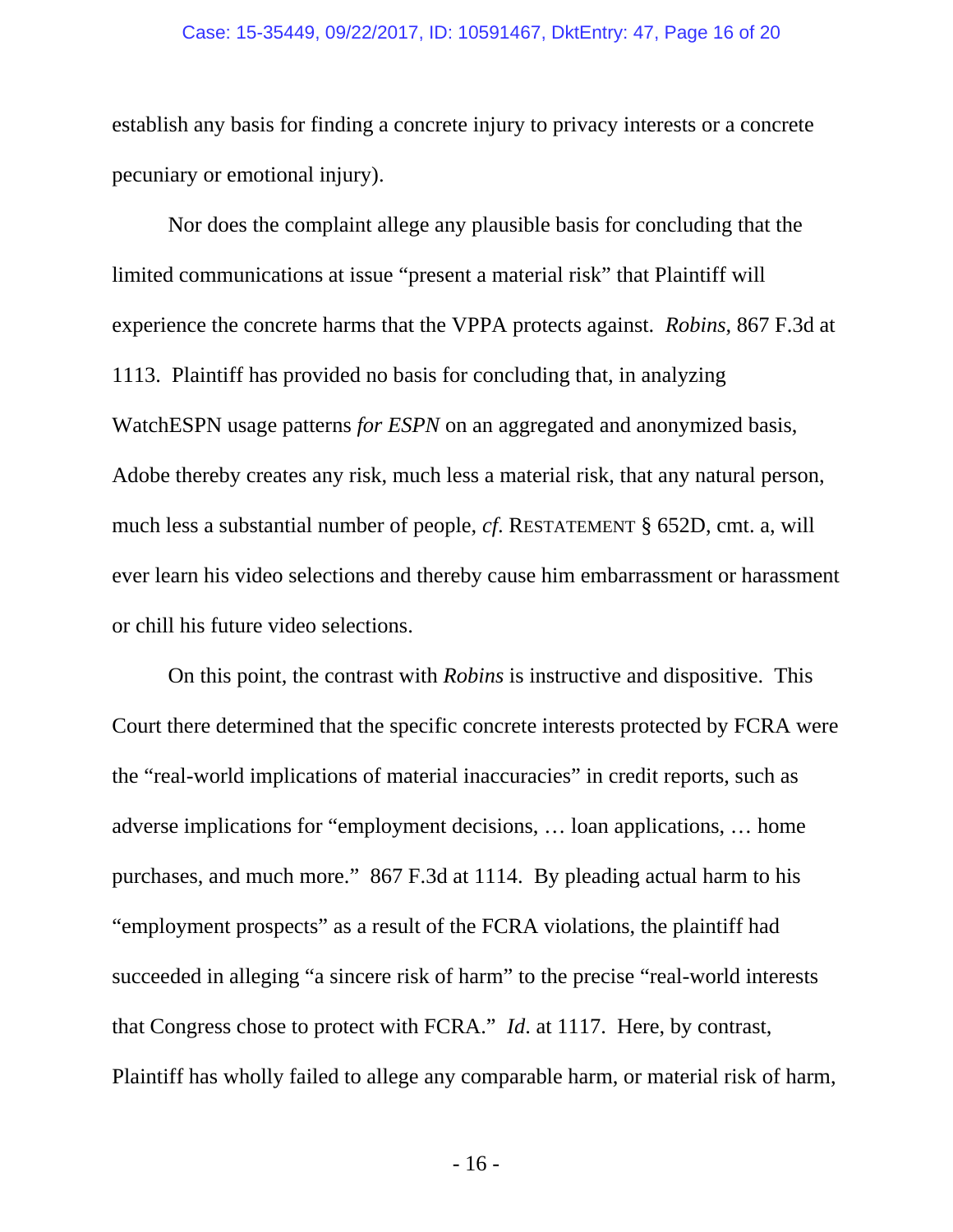establish any basis for finding a concrete injury to privacy interests or a concrete pecuniary or emotional injury).

Nor does the complaint allege any plausible basis for concluding that the limited communications at issue "present a material risk" that Plaintiff will experience the concrete harms that the VPPA protects against. *Robins*, 867 F.3d at 1113. Plaintiff has provided no basis for concluding that, in analyzing WatchESPN usage patterns *for ESPN* on an aggregated and anonymized basis, Adobe thereby creates any risk, much less a material risk, that any natural person, much less a substantial number of people, *cf.* RESTATEMENT § 652D, cmt. a, will ever learn his video selections and thereby cause him embarrassment or harassment or chill his future video selections.

On this point, the contrast with *Robins* is instructive and dispositive. This Court there determined that the specific concrete interests protected by FCRA were the "real-world implications of material inaccuracies" in credit reports, such as adverse implications for "employment decisions, … loan applications, … home purchases, and much more." 867 F.3d at 1114. By pleading actual harm to his "employment prospects" as a result of the FCRA violations, the plaintiff had succeeded in alleging "a sincere risk of harm" to the precise "real-world interests that Congress chose to protect with FCRA." *Id.* at 1117. Here, by contrast, Plaintiff has wholly failed to allege any comparable harm, or material risk of harm,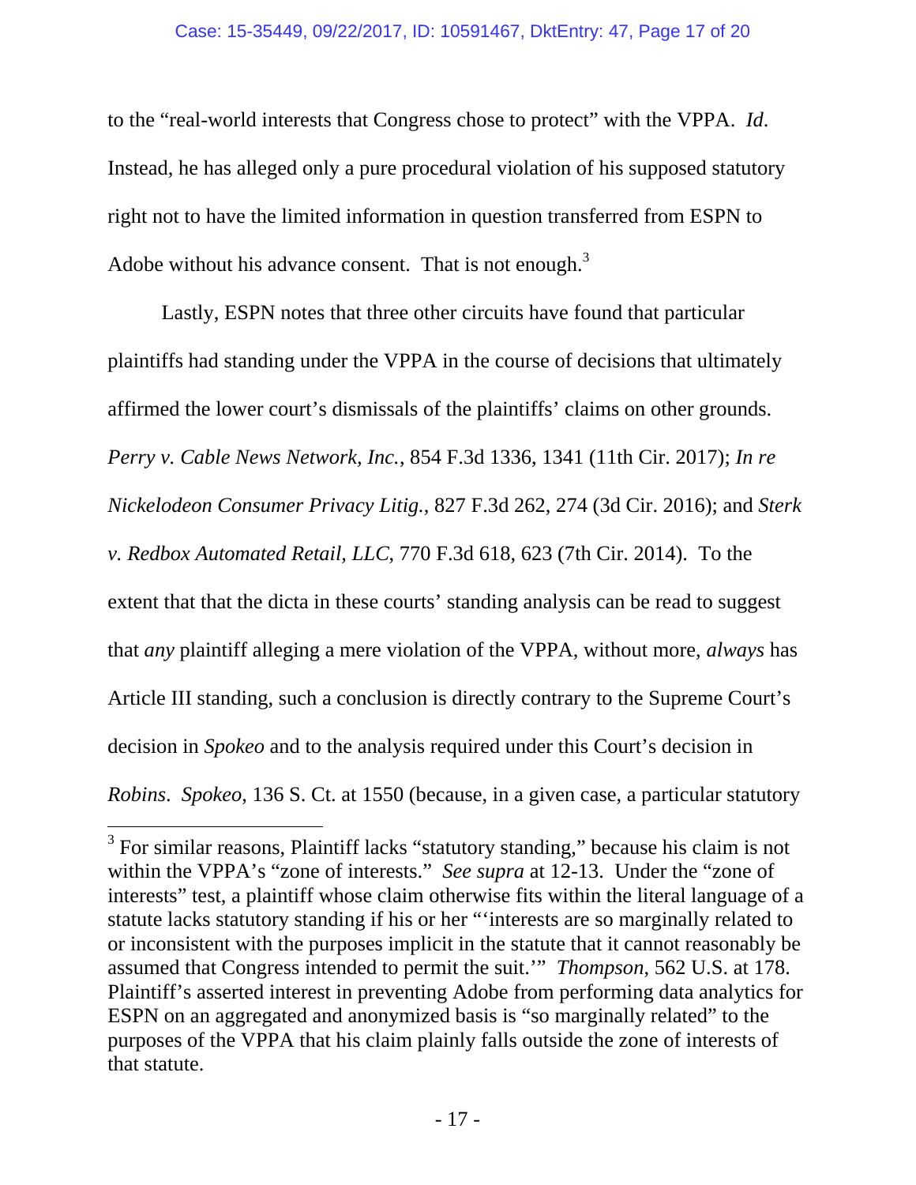to the "real-world interests that Congress chose to protect" with the VPPA. *Id*. Instead, he has alleged only a pure procedural violation of his supposed statutory right not to have the limited information in question transferred from ESPN to Adobe without his advance consent. That is not enough.[3]

Lastly, ESPN notes that three other circuits have found that particular plaintiffs had standing under the VPPA in the course of decisions that ultimately affirmed the lower court's dismissals of the plaintiffs' claims on other grounds. *Perry v. Cable News Network, Inc.*, 854 F.3d 1336, 1341 (11th Cir. 2017); *In re Nickelodeon Consumer Privacy Litig.*, 827 F.3d 262, 274 (3d Cir. 2016); and *Sterk v. Redbox Automated Retail, LLC*, 770 F.3d 618, 623 (7th Cir. 2014). To the extent that that the dicta in these courts' standing analysis can be read to suggest that *any* plaintiff alleging a mere violation of the VPPA, without more, *always* has Article III standing, such a conclusion is directly contrary to the Supreme Court's decision in *Spokeo* and to the analysis required under this Court's decision in *Robins*. *Spokeo*, 136 S. Ct. at 1550 (because, in a given case, a particular statutory

---

[3] For similar reasons, Plaintiff lacks "statutory standing," because his claim is not within the VPPA's "zone of interests." *See supra* at 12-13. Under the "zone of interests" test, a plaintiff whose claim otherwise fits within the literal language of a statute lacks statutory standing if his or her "'interests are so marginally related to or inconsistent with the purposes implicit in the statute that it cannot reasonably be assumed that Congress intended to permit the suit.'" *Thompson*, 562 U.S. at 178. Plaintiff's asserted interest in preventing Adobe from performing data analytics for ESPN on an aggregated and anonymized basis is "so marginally related" to the purposes of the VPPA that his claim plainly falls outside the zone of interests of that statute.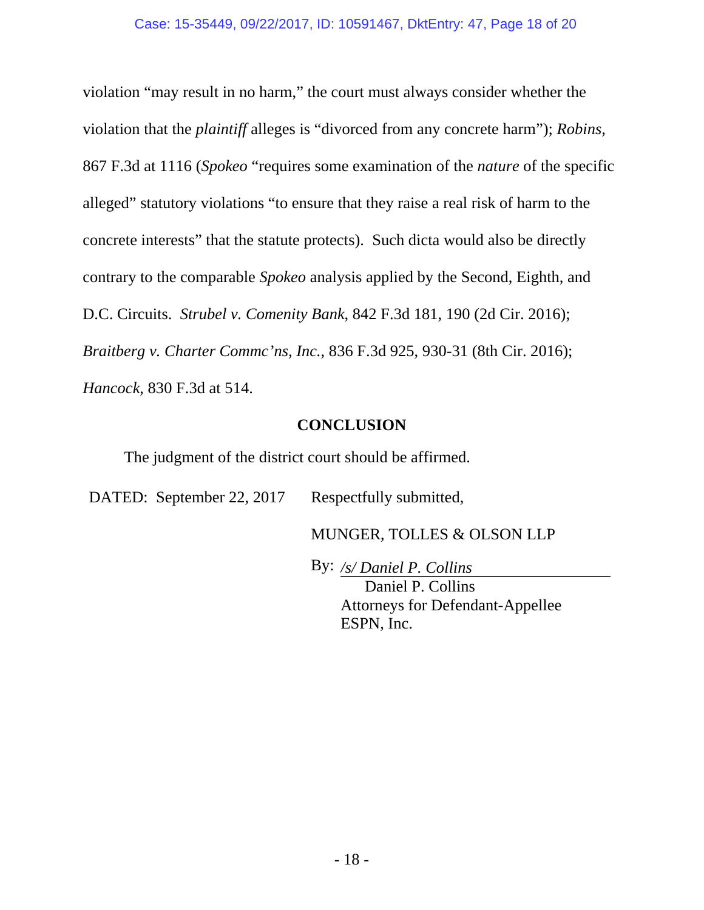violation "may result in no harm," the court must always consider whether the violation that the *plaintiff* alleges is "divorced from any concrete harm"); *Robins*, 867 F.3d at 1116 (*Spokeo* "requires some examination of the *nature* of the specific alleged" statutory violations "to ensure that they raise a real risk of harm to the concrete interests" that the statute protects). Such dicta would also be directly contrary to the comparable *Spokeo* analysis applied by the Second, Eighth, and D.C. Circuits. *Strubel v. Comenity Bank*, 842 F.3d 181, 190 (2d Cir. 2016); *Braitberg v. Charter Commc'ns, Inc.*, 836 F.3d 925, 930-31 (8th Cir. 2016); *Hancock*, 830 F.3d at 514.

## CONCLUSION

The judgment of the district court should be affirmed.

DATED: September 22, 2017

Respectfully submitted,

MUNGER, TOLLES & OLSON LLP

By: */s/ Daniel P. Collins*

Daniel P. Collins
Attorneys for Defendant-Appellee
ESPN, Inc.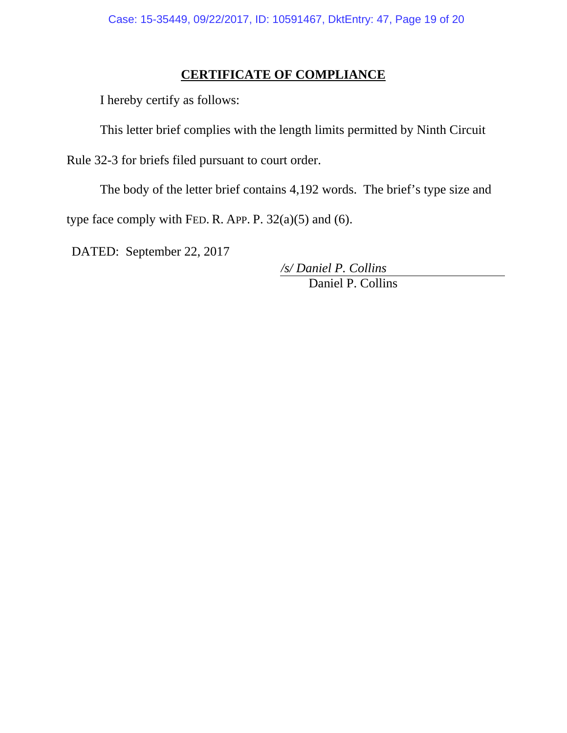## CERTIFICATE OF COMPLIANCE

I hereby certify as follows:

This letter brief complies with the length limits permitted by Ninth Circuit Rule 32-3 for briefs filed pursuant to court order.

The body of the letter brief contains 4,192 words. The brief's type size and type face comply with FED. R. APP. P. 32(a)(5) and (6).

DATED: September 22, 2017

*/s/ Daniel P. Collins*
Daniel P. Collins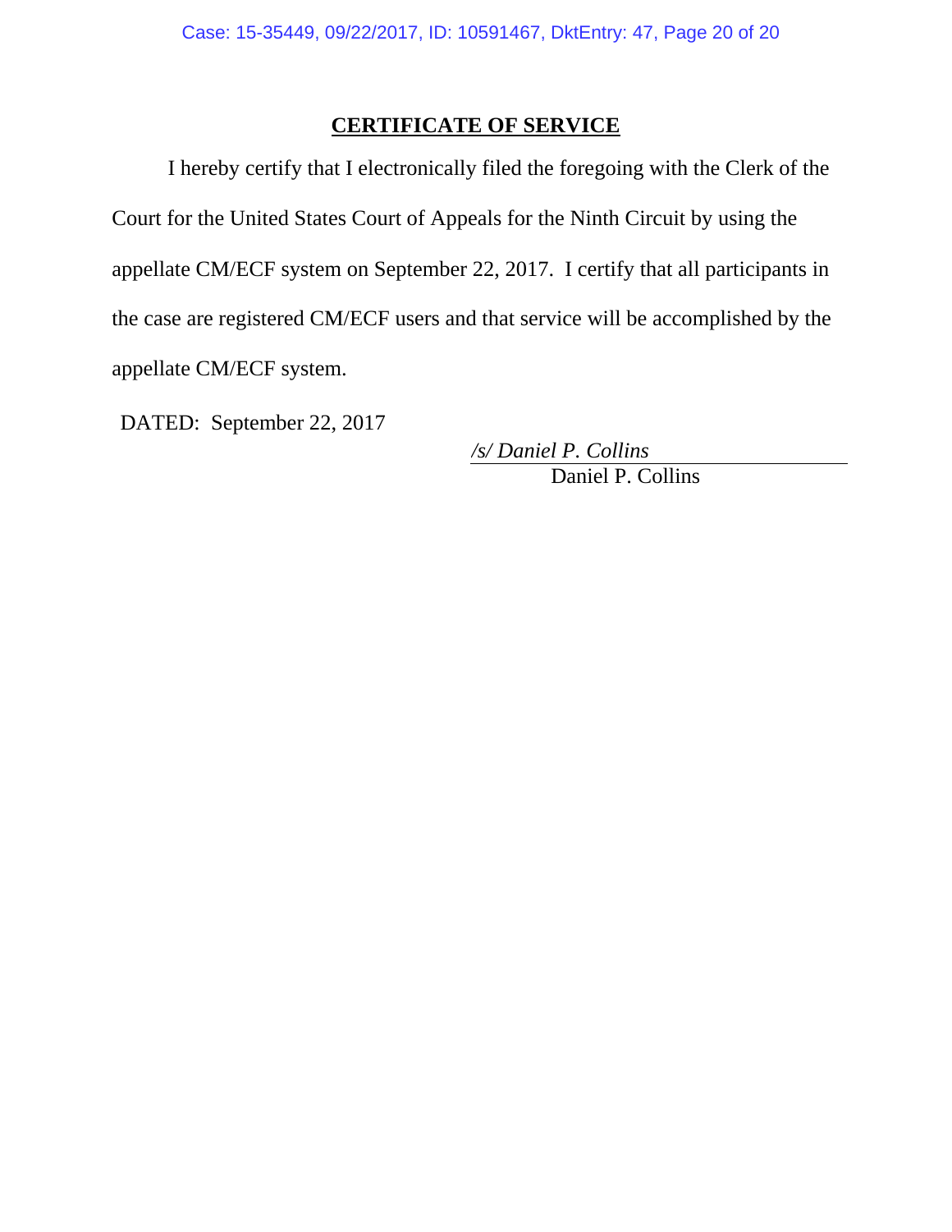## CERTIFICATE OF SERVICE

I hereby certify that I electronically filed the foregoing with the Clerk of the Court for the United States Court of Appeals for the Ninth Circuit by using the appellate CM/ECF system on September 22, 2017. I certify that all participants in the case are registered CM/ECF users and that service will be accomplished by the appellate CM/ECF system.

DATED: September 22, 2017

*/s/ Daniel P. Collins*
Daniel P. Collins